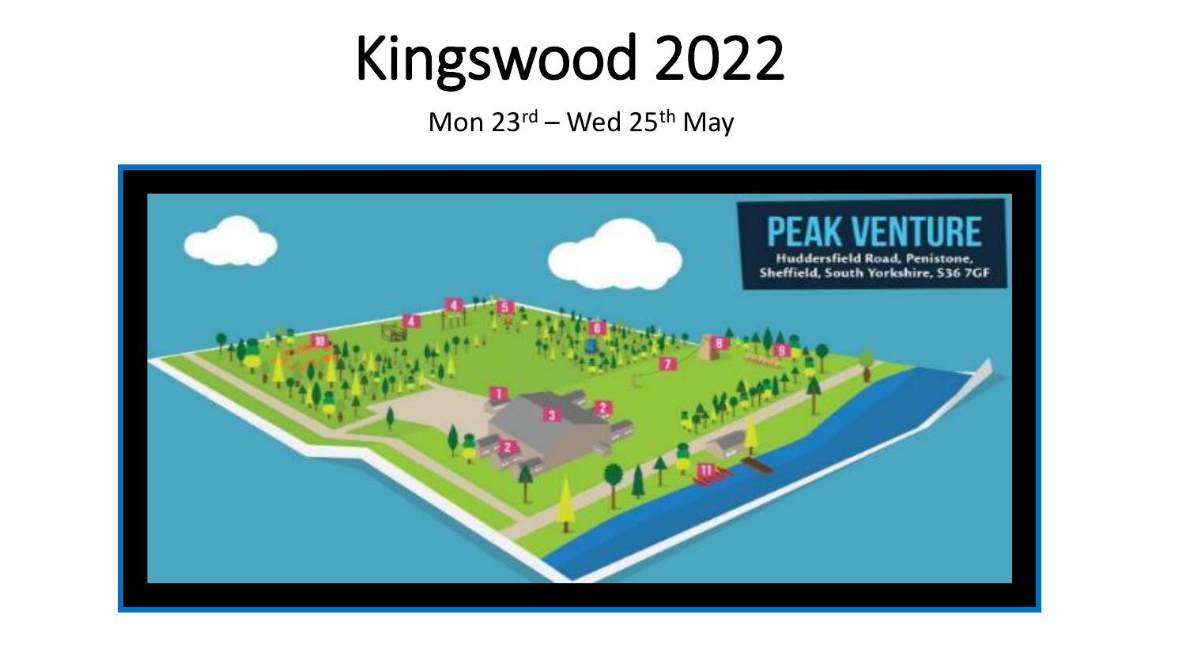# Kingswood 2022

Mon 23rd – Wed 25th May

PEAK VENTURE

Huddersfield Road, Penistone, Sheffield, South Yorkshire, S36 7GF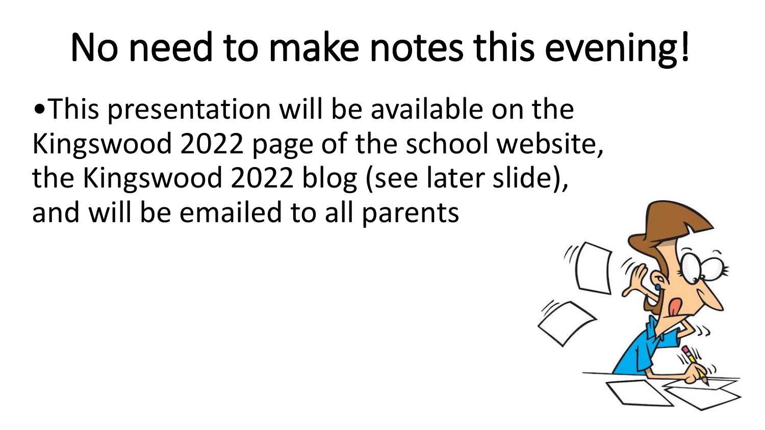# No need to make notes this evening!

- This presentation will be available on the Kingswood 2022 page of the school website, the Kingswood 2022 blog (see later slide), and will be emailed to all parents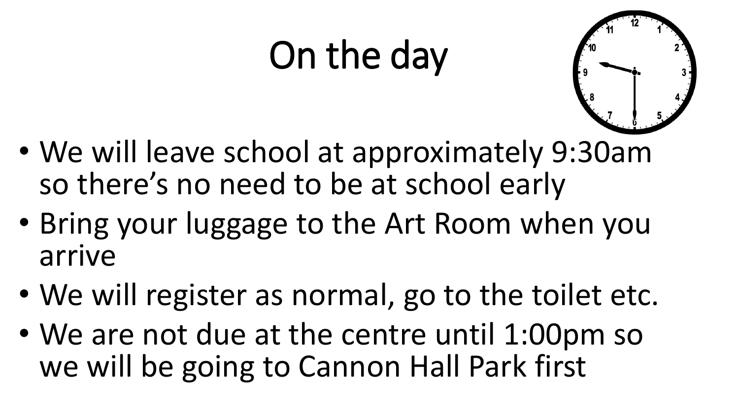# On the day

- We will leave school at approximately 9:30am so there's no need to be at school early
- Bring your luggage to the Art Room when you arrive
- We will register as normal, go to the toilet etc.
- We are not due at the centre until 1:00pm so we will be going to Cannon Hall Park first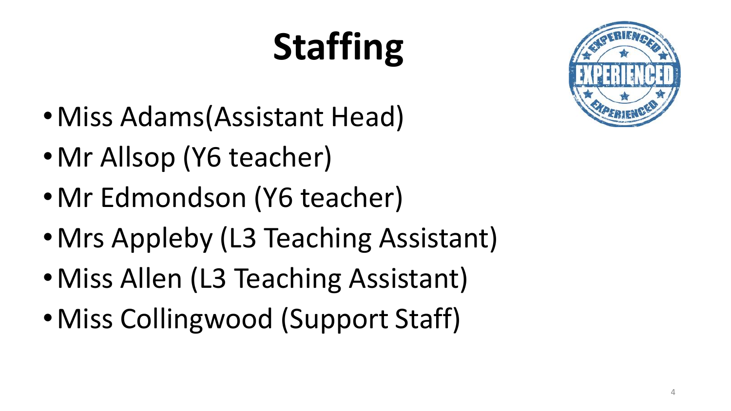# Staffing

- Miss Adams(Assistant Head)
- Mr Allsop (Y6 teacher)
- Mr Edmondson (Y6 teacher)
- Mrs Appleby (L3 Teaching Assistant)
- Miss Allen (L3 Teaching Assistant)
- Miss Collingwood (Support Staff)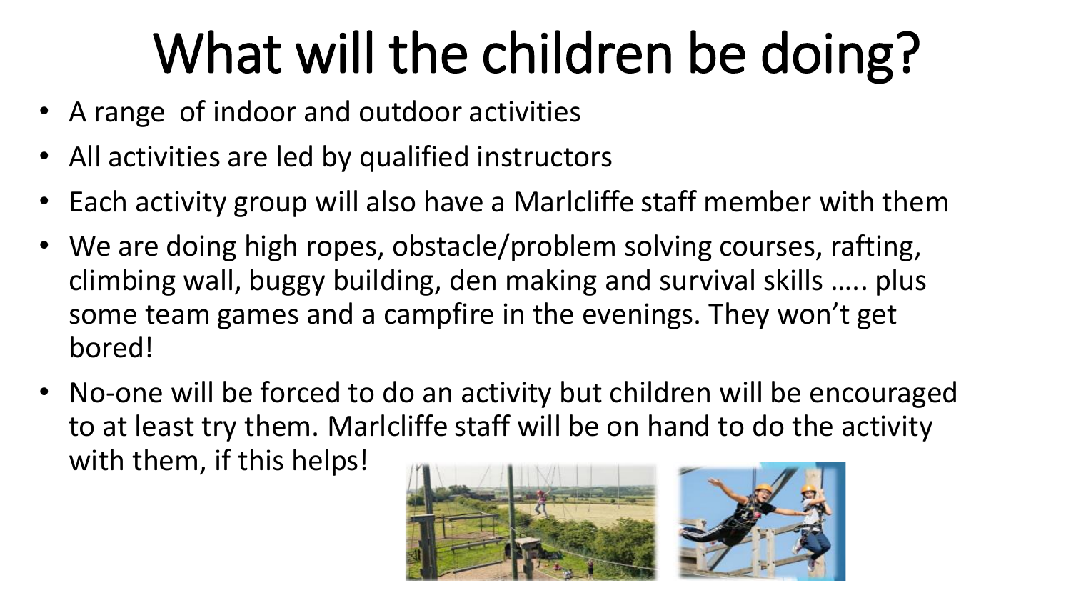# What will the children be doing?

- A range of indoor and outdoor activities
- All activities are led by qualified instructors
- Each activity group will also have a Marlcliffe staff member with them
- We are doing high ropes, obstacle/problem solving courses, rafting, climbing wall, buggy building, den making and survival skills ….. plus some team games and a campfire in the evenings. They won't get bored!
- No-one will be forced to do an activity but children will be encouraged to at least try them. Marlcliffe staff will be on hand to do the activity with them, if this helps!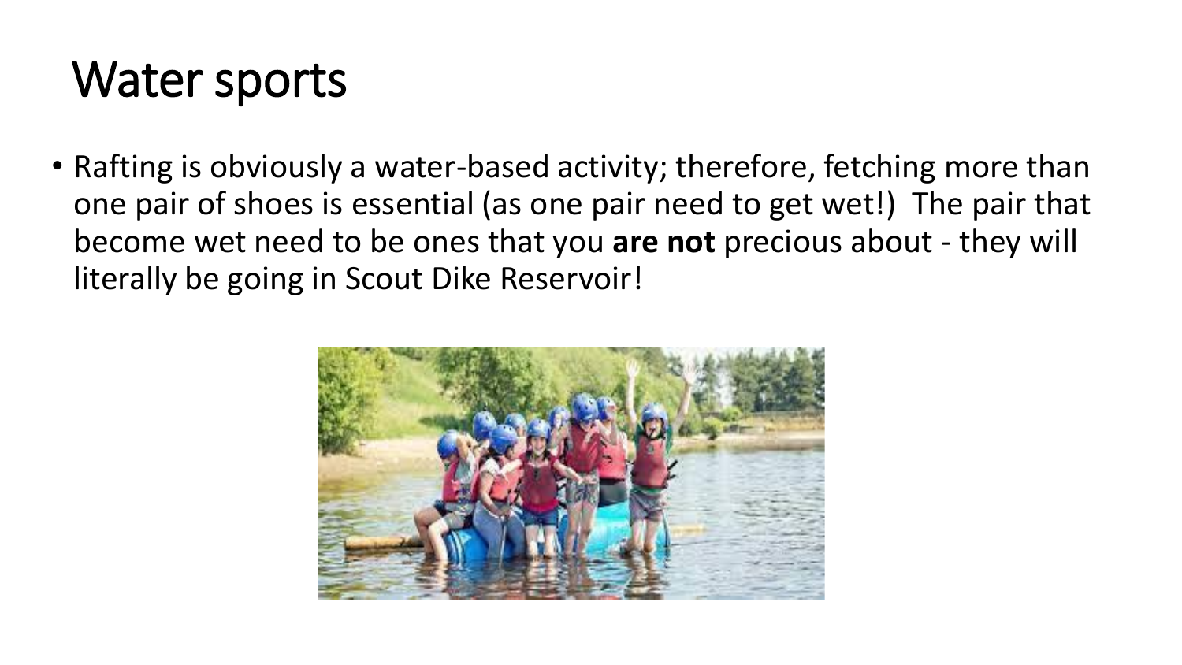# Water sports

- Rafting is obviously a water-based activity; therefore, fetching more than one pair of shoes is essential (as one pair need to get wet!) The pair that become wet need to be ones that you **are not** precious about - they will literally be going in Scout Dike Reservoir!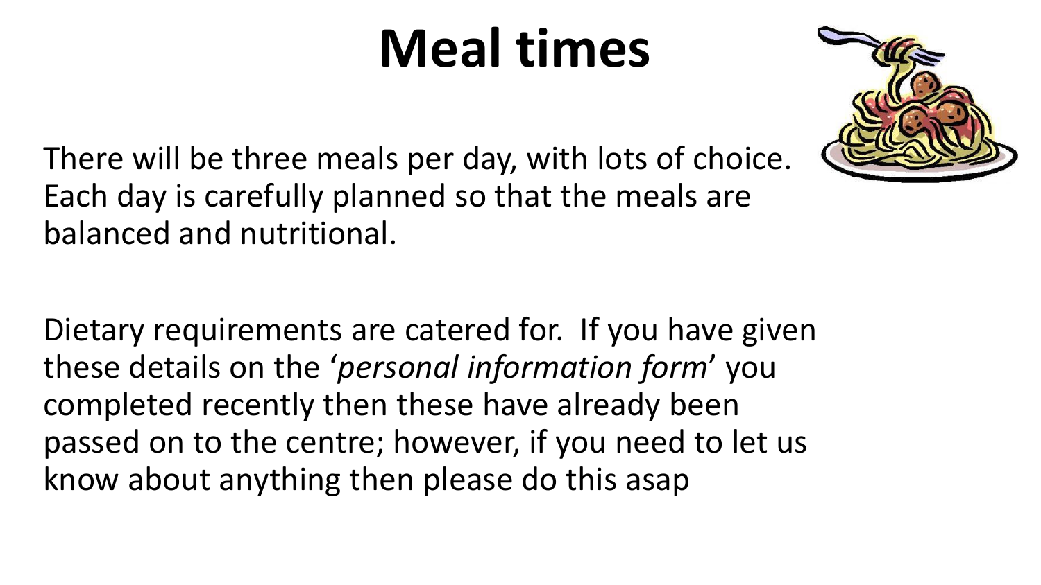# Meal times

There will be three meals per day, with lots of choice. Each day is carefully planned so that the meals are balanced and nutritional.

Dietary requirements are catered for. If you have given these details on the '*personal information form*' you completed recently then these have already been passed on to the centre; however, if you need to let us know about anything then please do this asap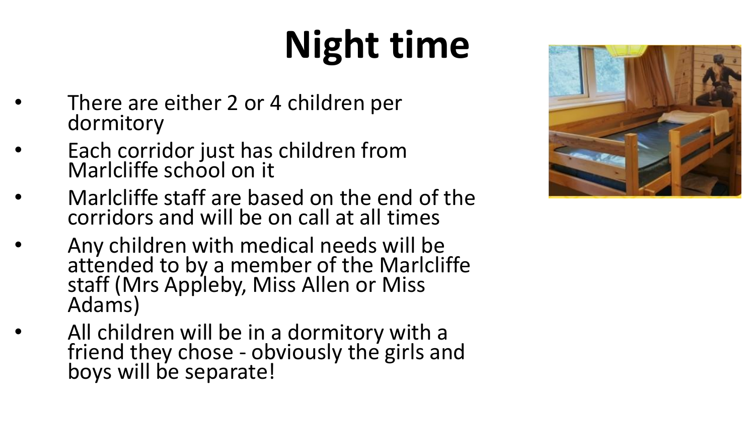# Night time

- There are either 2 or 4 children per dormitory
- Each corridor just has children from Marlcliffe school on it
- Marlcliffe staff are based on the end of the corridors and will be on call at all times
- Any children with medical needs will be attended to by a member of the Marlcliffe staff (Mrs Appleby, Miss Allen or Miss Adams)
- All children will be in a dormitory with a friend they chose - obviously the girls and boys will be separate!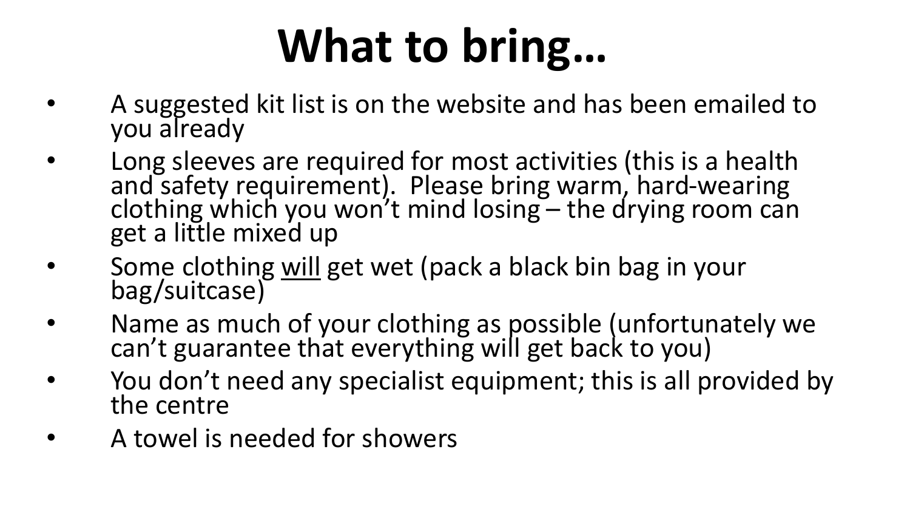# What to bring…

- A suggested kit list is on the website and has been emailed to you already
- Long sleeves are required for most activities (this is a health and safety requirement). Please bring warm, hard-wearing clothing which you won't mind losing – the drying room can get a little mixed up
- Some clothing <u>will</u> get wet (pack a black bin bag in your bag/suitcase)
- Name as much of your clothing as possible (unfortunately we can't guarantee that everything will get back to you)
- You don't need any specialist equipment; this is all provided by the centre
- A towel is needed for showers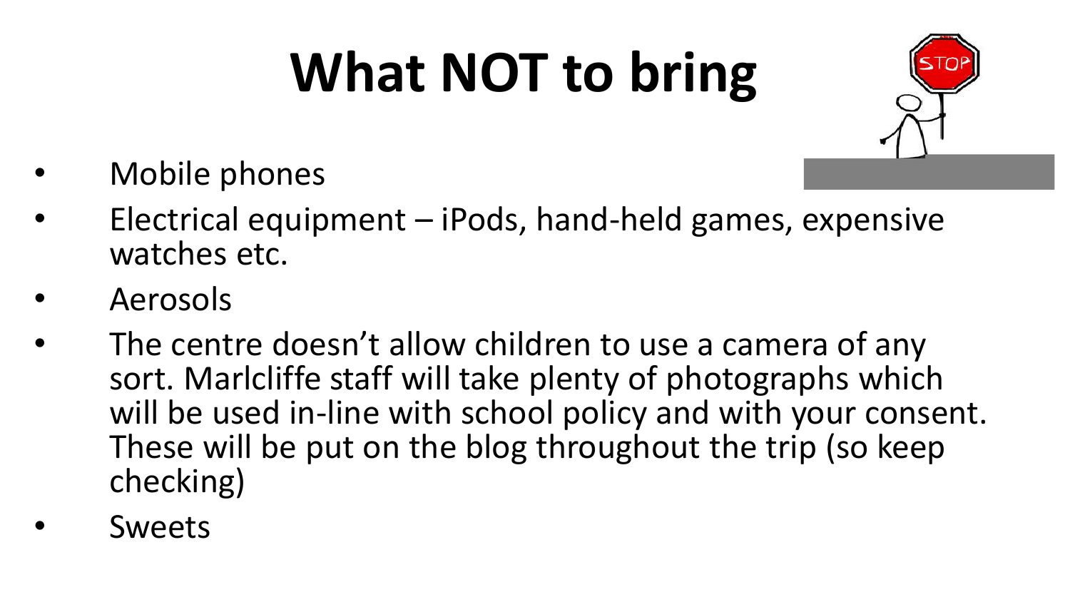# What NOT to bring

- Mobile phones
- Electrical equipment – iPods, hand-held games, expensive watches etc.
- Aerosols
- The centre doesn't allow children to use a camera of any sort. Marlcliffe staff will take plenty of photographs which will be used in-line with school policy and with your consent. These will be put on the blog throughout the trip (so keep checking)
- Sweets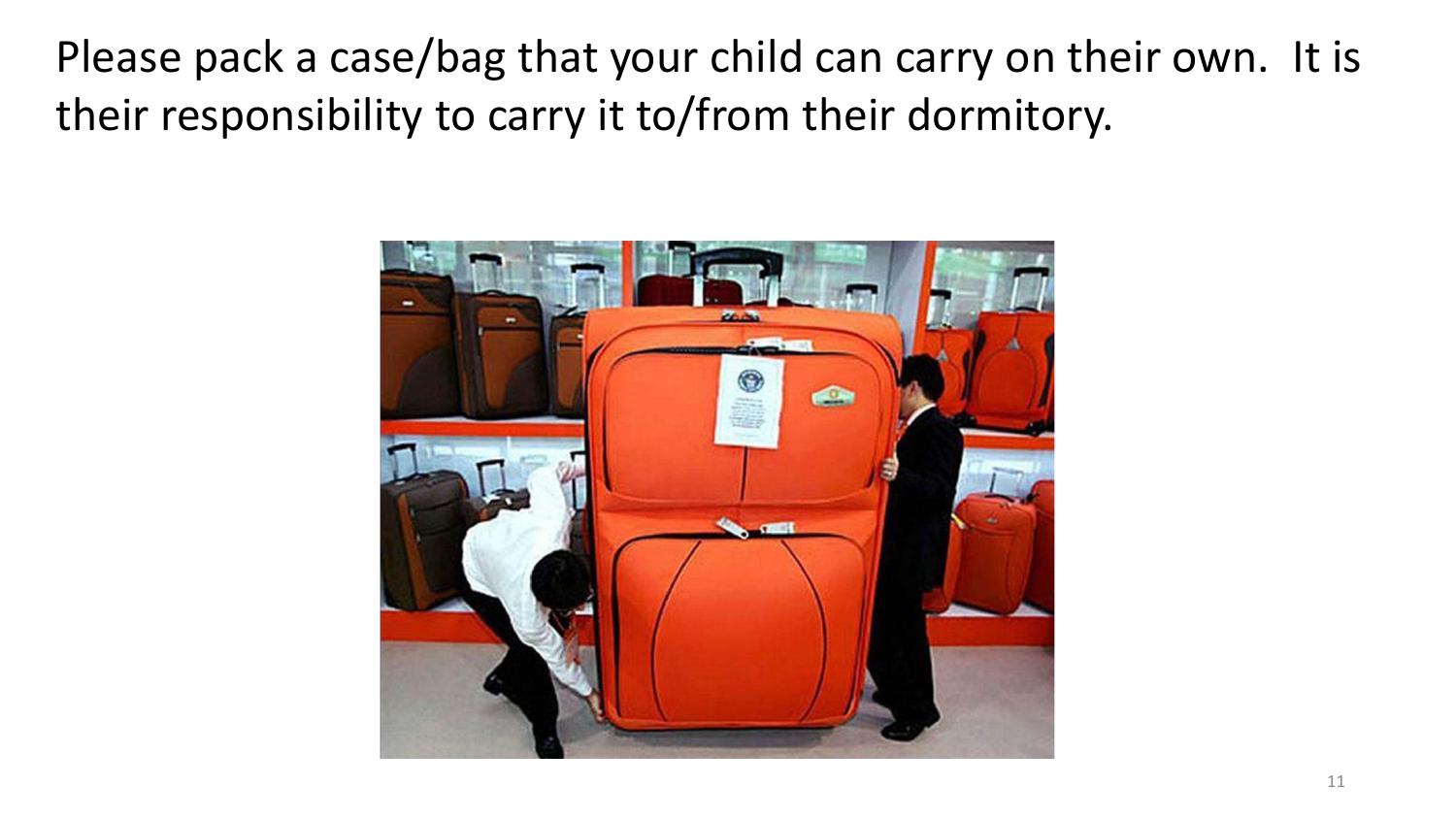Please pack a case/bag that your child can carry on their own.  It is their responsibility to carry it to/from their dormitory.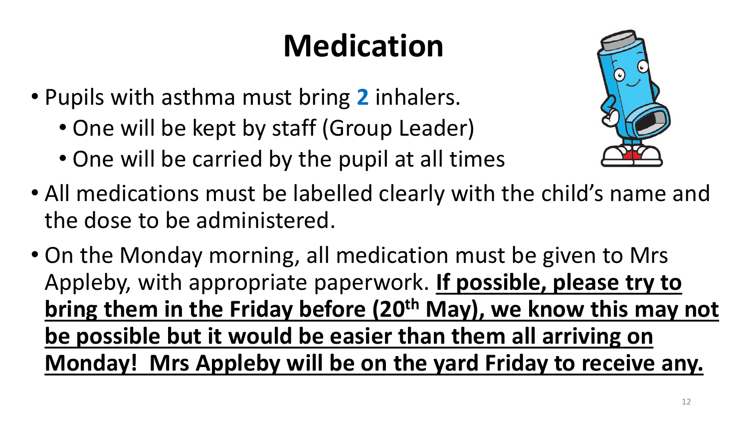# Medication

- Pupils with asthma must bring **2** inhalers.
  - One will be kept by staff (Group Leader)
  - One will be carried by the pupil at all times
- All medications must be labelled clearly with the child's name and the dose to be administered.
- On the Monday morning, all medication must be given to Mrs Appleby, with appropriate paperwork. **If possible, please try to bring them in the Friday before (20th May), we know this may not be possible but it would be easier than them all arriving on Monday! Mrs Appleby will be on the yard Friday to receive any.**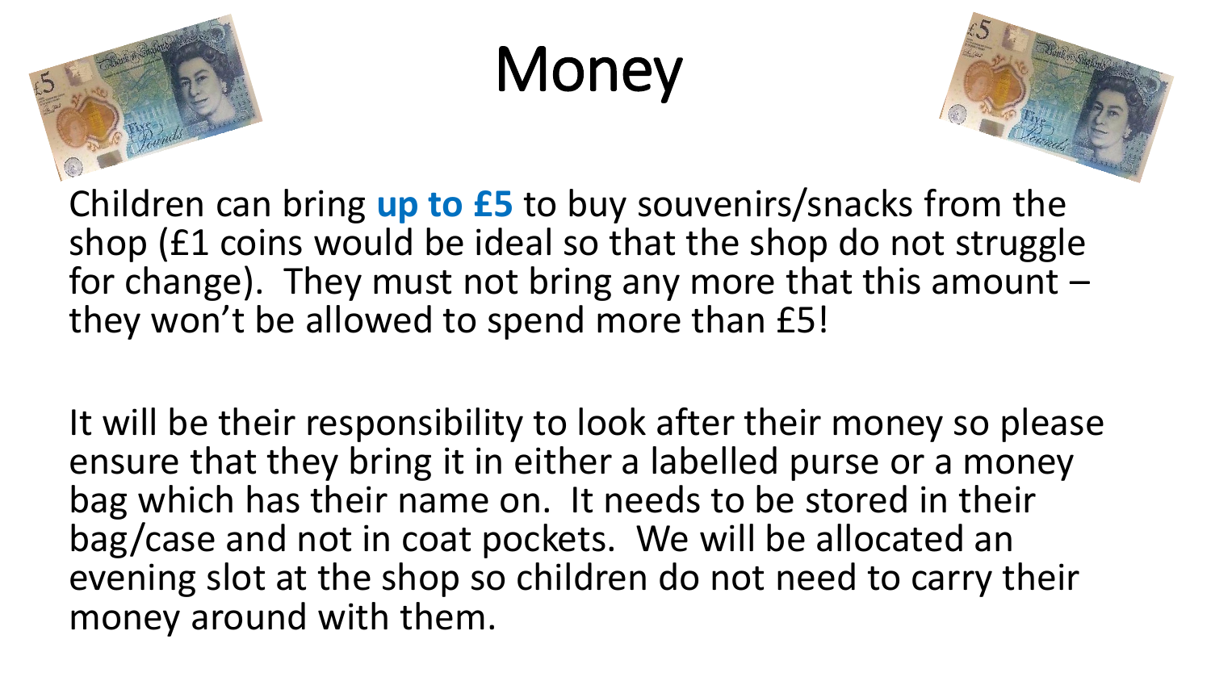# Money

Children can bring **up to £5** to buy souvenirs/snacks from the shop (£1 coins would be ideal so that the shop do not struggle for change). They must not bring any more that this amount – they won't be allowed to spend more than £5!

It will be their responsibility to look after their money so please ensure that they bring it in either a labelled purse or a money bag which has their name on. It needs to be stored in their bag/case and not in coat pockets. We will be allocated an evening slot at the shop so children do not need to carry their money around with them.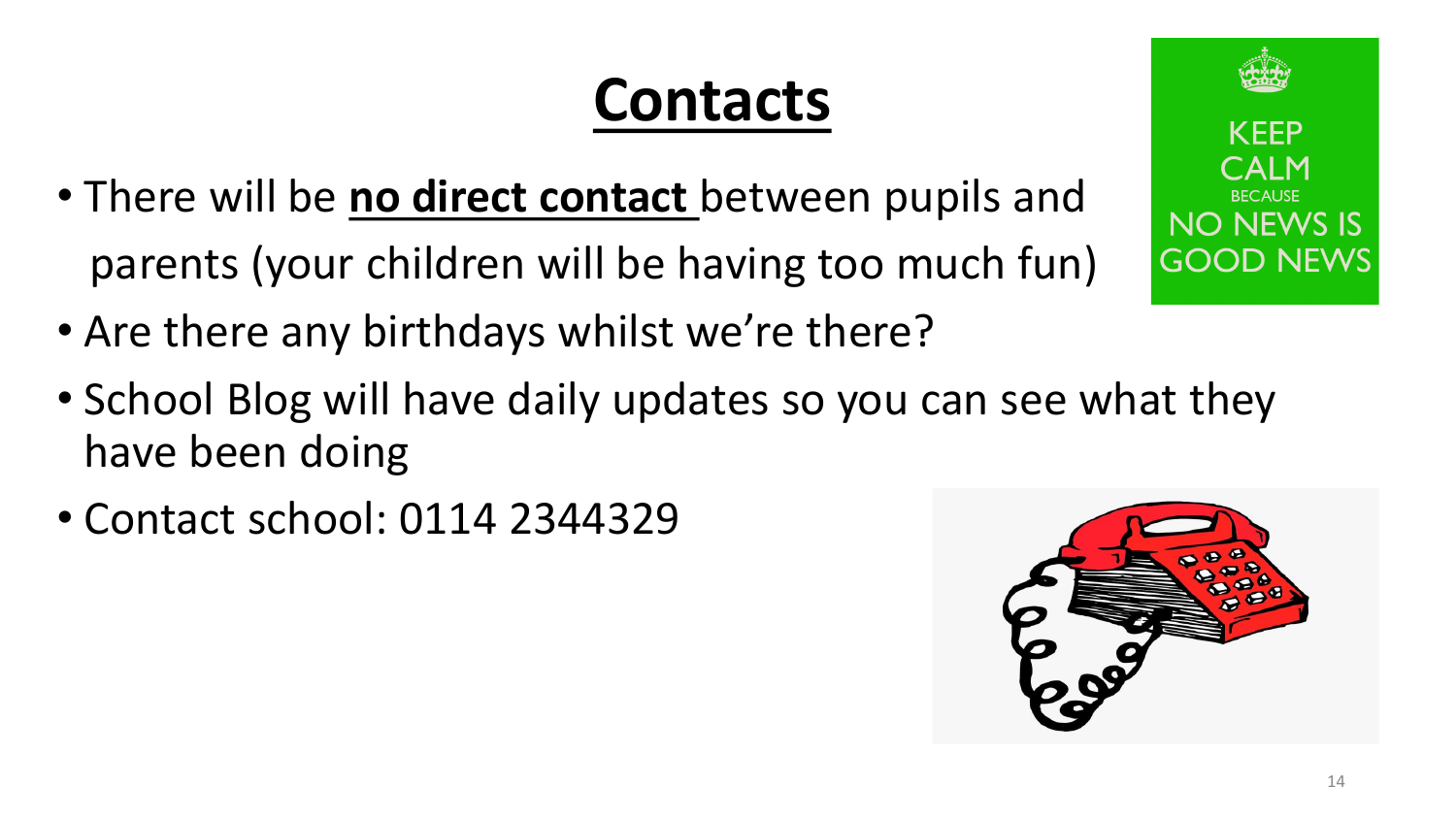# Contacts

- There will be **<u>no direct contact</u>** between pupils and parents (your children will be having too much fun)
- Are there any birthdays whilst we're there?
- School Blog will have daily updates so you can see what they have been doing
- Contact school: 0114 2344329

KEEP CALM BECAUSE NO NEWS IS GOOD NEWS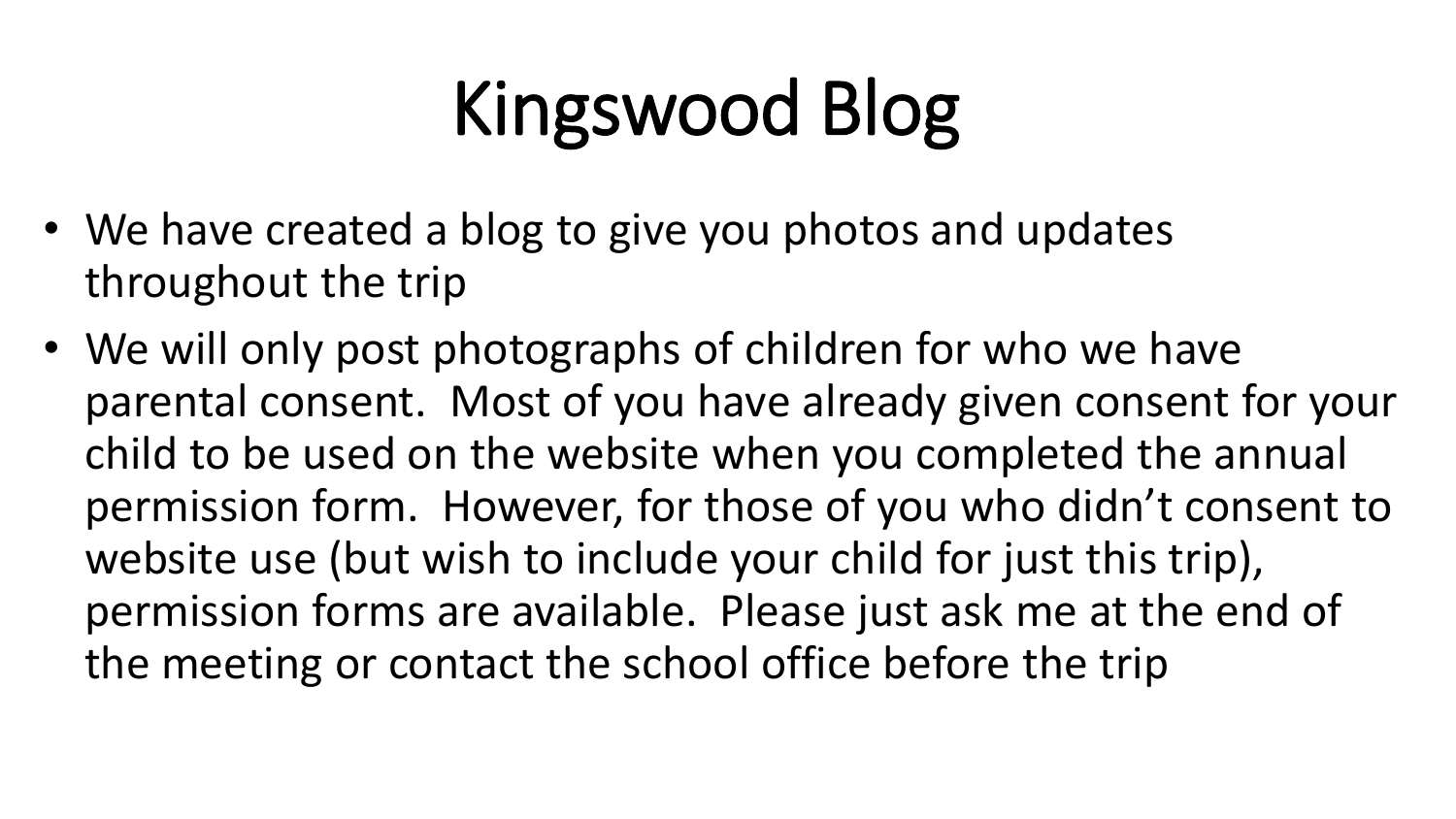# Kingswood Blog

- We have created a blog to give you photos and updates throughout the trip
- We will only post photographs of children for who we have parental consent.  Most of you have already given consent for your child to be used on the website when you completed the annual permission form.  However, for those of you who didn't consent to website use (but wish to include your child for just this trip), permission forms are available.  Please just ask me at the end of the meeting or contact the school office before the trip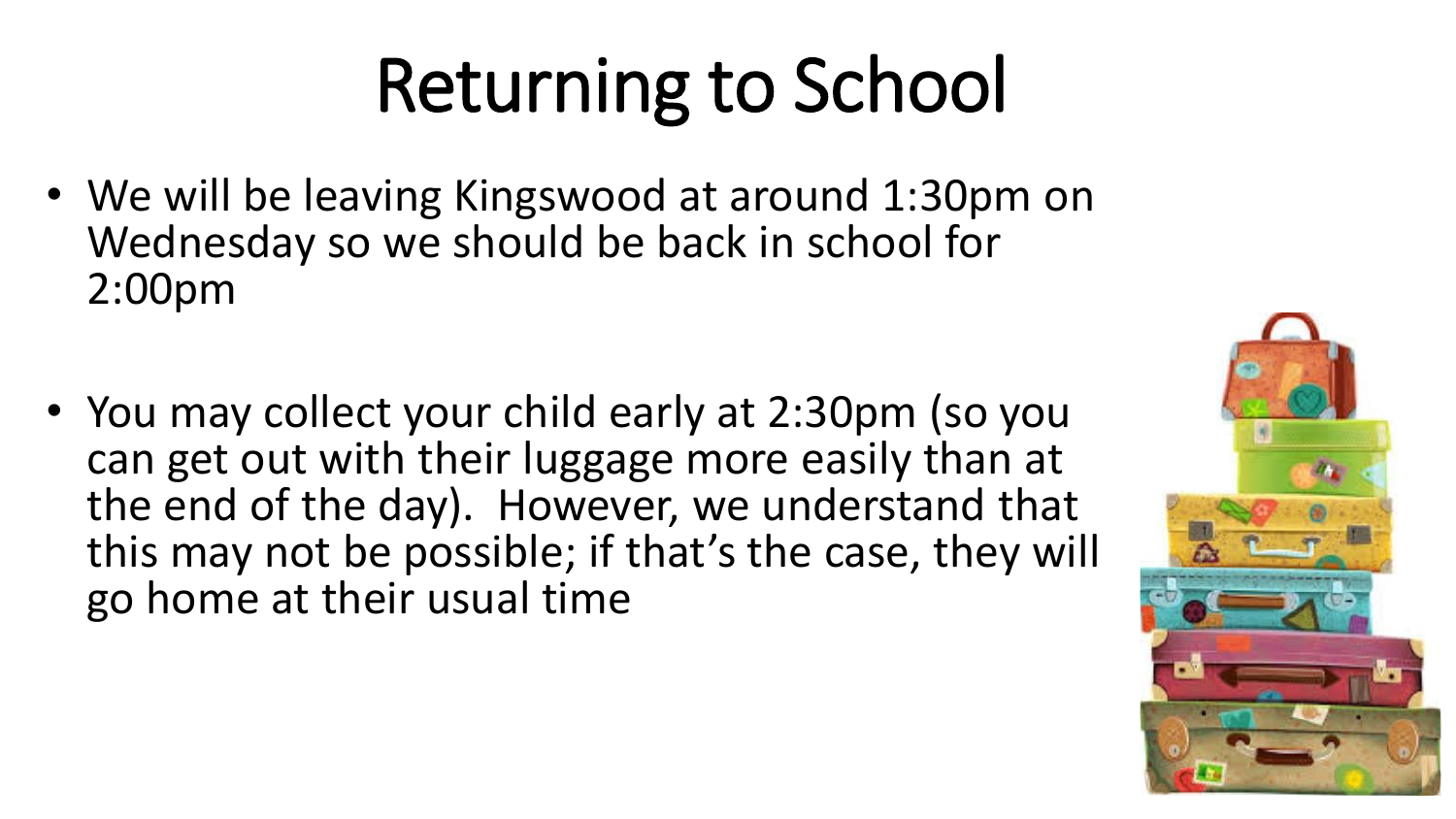# Returning to School

- We will be leaving Kingswood at around 1:30pm on Wednesday so we should be back in school for 2:00pm
- You may collect your child early at 2:30pm (so you can get out with their luggage more easily than at the end of the day). However, we understand that this may not be possible; if that's the case, they will go home at their usual time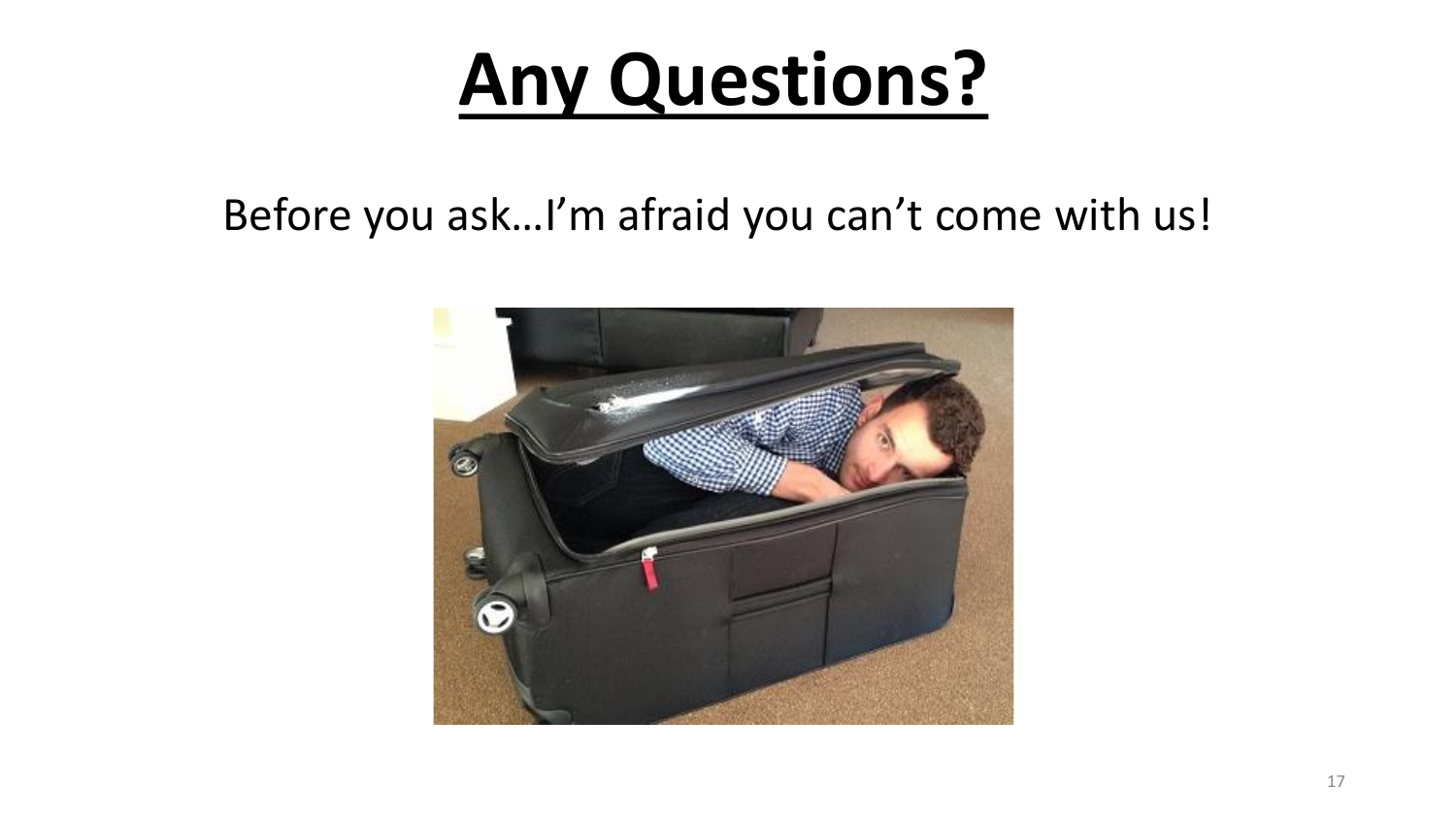# Any Questions?

Before you ask…I'm afraid you can't come with us!